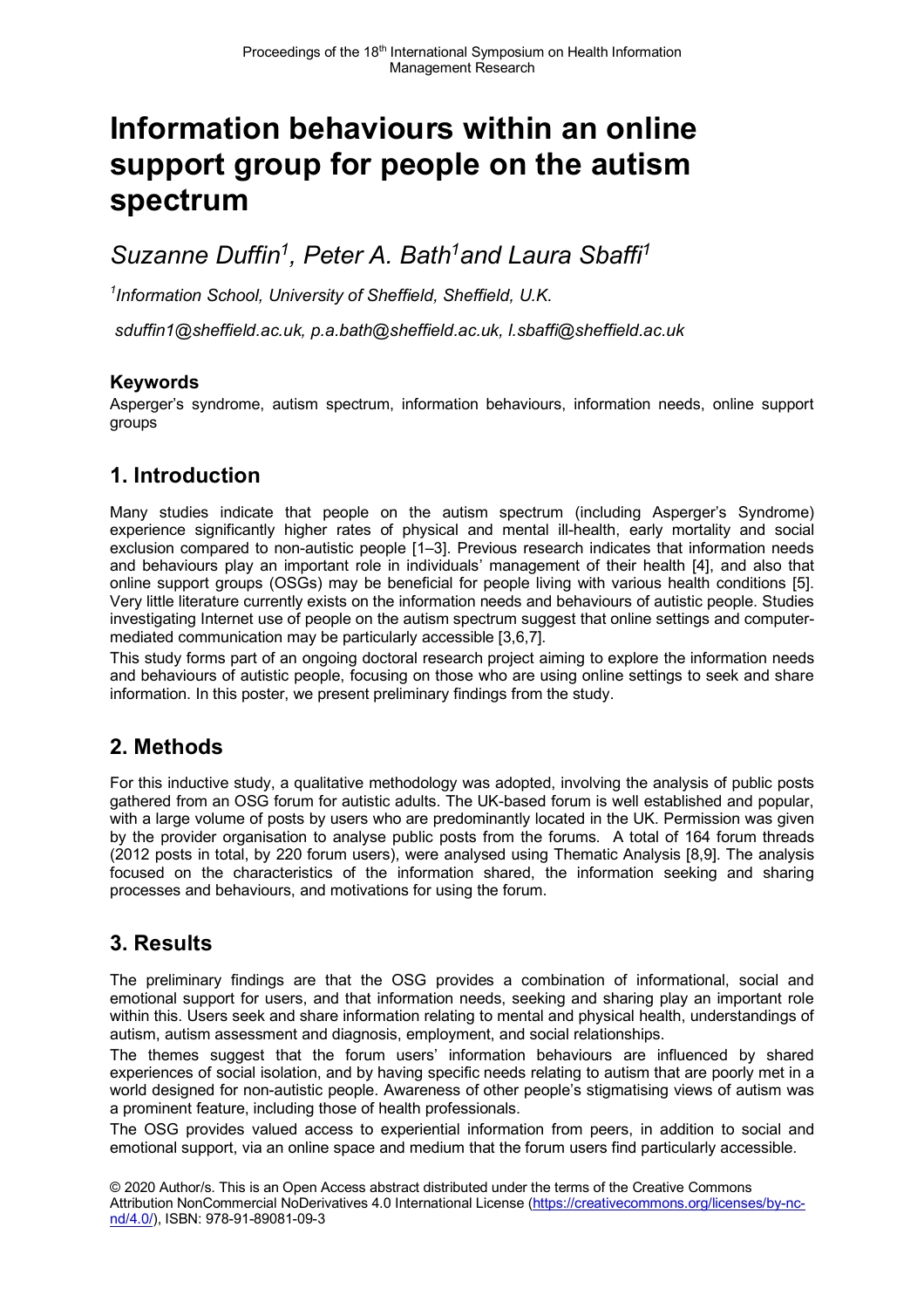# Information behaviours within an online support group for people on the autism spectrum

*Suzanne Duffin[1], Peter A. Bath[1] and Laura Sbaffi[1]*

*[1]Information School, University of Sheffield, Sheffield, U.K.*

*sduffin1@sheffield.ac.uk, p.a.bath@sheffield.ac.uk, l.sbaffi@sheffield.ac.uk*

### Keywords

Asperger's syndrome, autism spectrum, information behaviours, information needs, online support groups

## 1. Introduction

Many studies indicate that people on the autism spectrum (including Asperger's Syndrome) experience significantly higher rates of physical and mental ill-health, early mortality and social exclusion compared to non-autistic people [1–3]. Previous research indicates that information needs and behaviours play an important role in individuals' management of their health [4], and also that online support groups (OSGs) may be beneficial for people living with various health conditions [5]. Very little literature currently exists on the information needs and behaviours of autistic people. Studies investigating Internet use of people on the autism spectrum suggest that online settings and computer-mediated communication may be particularly accessible [3,6,7].

This study forms part of an ongoing doctoral research project aiming to explore the information needs and behaviours of autistic people, focusing on those who are using online settings to seek and share information. In this poster, we present preliminary findings from the study.

## 2. Methods

For this inductive study, a qualitative methodology was adopted, involving the analysis of public posts gathered from an OSG forum for autistic adults. The UK-based forum is well established and popular, with a large volume of posts by users who are predominantly located in the UK. Permission was given by the provider organisation to analyse public posts from the forums. A total of 164 forum threads (2012 posts in total, by 220 forum users), were analysed using Thematic Analysis [8,9]. The analysis focused on the characteristics of the information shared, the information seeking and sharing processes and behaviours, and motivations for using the forum.

## 3. Results

The preliminary findings are that the OSG provides a combination of informational, social and emotional support for users, and that information needs, seeking and sharing play an important role within this. Users seek and share information relating to mental and physical health, understandings of autism, autism assessment and diagnosis, employment, and social relationships.

The themes suggest that the forum users' information behaviours are influenced by shared experiences of social isolation, and by having specific needs relating to autism that are poorly met in a world designed for non-autistic people. Awareness of other people's stigmatising views of autism was a prominent feature, including those of health professionals.

The OSG provides valued access to experiential information from peers, in addition to social and emotional support, via an online space and medium that the forum users find particularly accessible.

© 2020 Author/s. This is an Open Access abstract distributed under the terms of the Creative Commons Attribution NonCommercial NoDerivatives 4.0 International License (https://creativecommons.org/licenses/by-nc-nd/4.0/), ISBN: 978-91-89081-09-3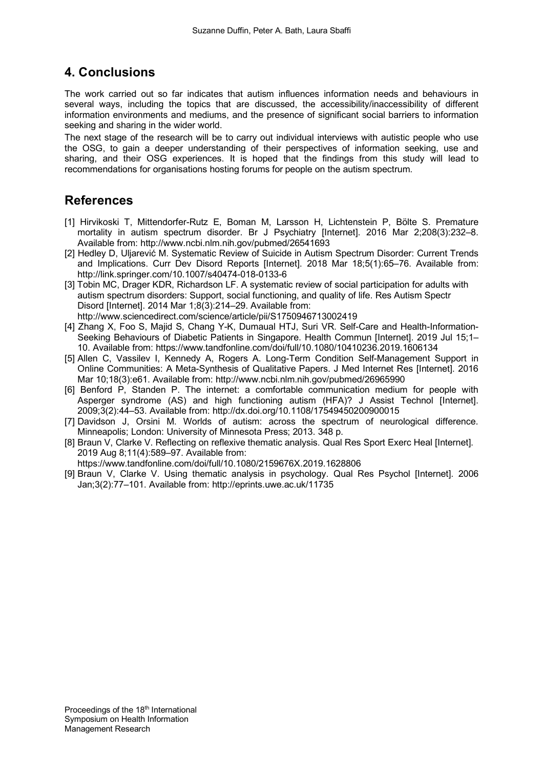## 4. Conclusions

The work carried out so far indicates that autism influences information needs and behaviours in several ways, including the topics that are discussed, the accessibility/inaccessibility of different information environments and mediums, and the presence of significant social barriers to information seeking and sharing in the wider world.

The next stage of the research will be to carry out individual interviews with autistic people who use the OSG, to gain a deeper understanding of their perspectives of information seeking, use and sharing, and their OSG experiences. It is hoped that the findings from this study will lead to recommendations for organisations hosting forums for people on the autism spectrum.

## References

[1] Hirvikoski T, Mittendorfer-Rutz E, Boman M, Larsson H, Lichtenstein P, Bölte S. Premature mortality in autism spectrum disorder. Br J Psychiatry [Internet]. 2016 Mar 2;208(3):232–8. Available from: http://www.ncbi.nlm.nih.gov/pubmed/26541693

[2] Hedley D, Uljarević M. Systematic Review of Suicide in Autism Spectrum Disorder: Current Trends and Implications. Curr Dev Disord Reports [Internet]. 2018 Mar 18;5(1):65–76. Available from: http://link.springer.com/10.1007/s40474-018-0133-6

[3] Tobin MC, Drager KDR, Richardson LF. A systematic review of social participation for adults with autism spectrum disorders: Support, social functioning, and quality of life. Res Autism Spectr Disord [Internet]. 2014 Mar 1;8(3):214–29. Available from: http://www.sciencedirect.com/science/article/pii/S1750946713002419

[4] Zhang X, Foo S, Majid S, Chang Y-K, Dumaual HTJ, Suri VR. Self-Care and Health-Information-Seeking Behaviours of Diabetic Patients in Singapore. Health Commun [Internet]. 2019 Jul 15;1–10. Available from: https://www.tandfonline.com/doi/full/10.1080/10410236.2019.1606134

[5] Allen C, Vassilev I, Kennedy A, Rogers A. Long-Term Condition Self-Management Support in Online Communities: A Meta-Synthesis of Qualitative Papers. J Med Internet Res [Internet]. 2016 Mar 10;18(3):e61. Available from: http://www.ncbi.nlm.nih.gov/pubmed/26965990

[6] Benford P, Standen P. The internet: a comfortable communication medium for people with Asperger syndrome (AS) and high functioning autism (HFA)? J Assist Technol [Internet]. 2009;3(2):44–53. Available from: http://dx.doi.org/10.1108/17549450200900015

[7] Davidson J, Orsini M. Worlds of autism: across the spectrum of neurological difference. Minneapolis; London: University of Minnesota Press; 2013. 348 p.

[8] Braun V, Clarke V. Reflecting on reflexive thematic analysis. Qual Res Sport Exerc Heal [Internet]. 2019 Aug 8;11(4):589–97. Available from: https://www.tandfonline.com/doi/full/10.1080/2159676X.2019.1628806

[9] Braun V, Clarke V. Using thematic analysis in psychology. Qual Res Psychol [Internet]. 2006 Jan;3(2):77–101. Available from: http://eprints.uwe.ac.uk/11735